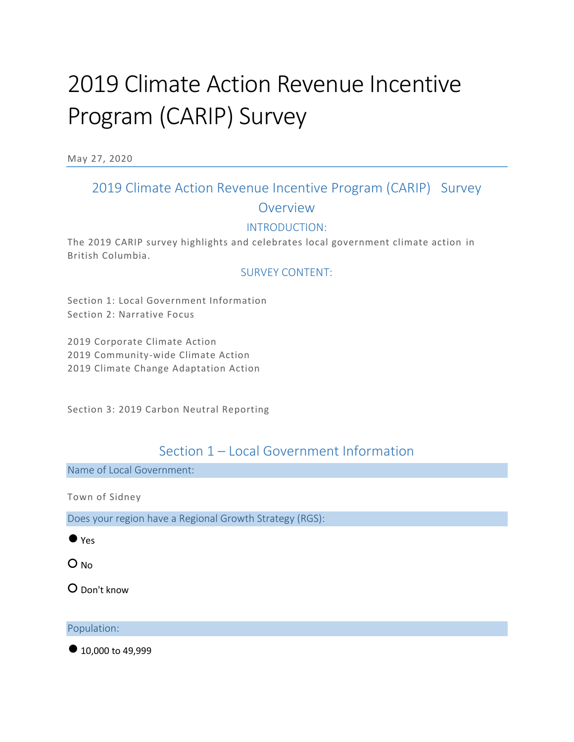# 2019 Climate Action Revenue Incentive Program (CARIP) Survey

May 27, 2020

## 2019 Climate Action Revenue Incentive Program (CARIP) Survey Overview

### INTRODUCTION:

The 2019 CARIP survey highlights and celebrates local government climate action in British Columbia.

### SURVEY CONTENT:

Section 1: Local Government Information
Section 2: Narrative Focus

2019 Corporate Climate Action
2019 Community-wide Climate Action
2019 Climate Change Adaptation Action

Section 3: 2019 Carbon Neutral Reporting

## Section 1 – Local Government Information

**Name of Local Government:**

Town of Sidney

**Does your region have a Regional Growth Strategy (RGS):**

- ● Yes
- ○ No
- ○ Don't know

**Population:**

- ● 10,000 to 49,999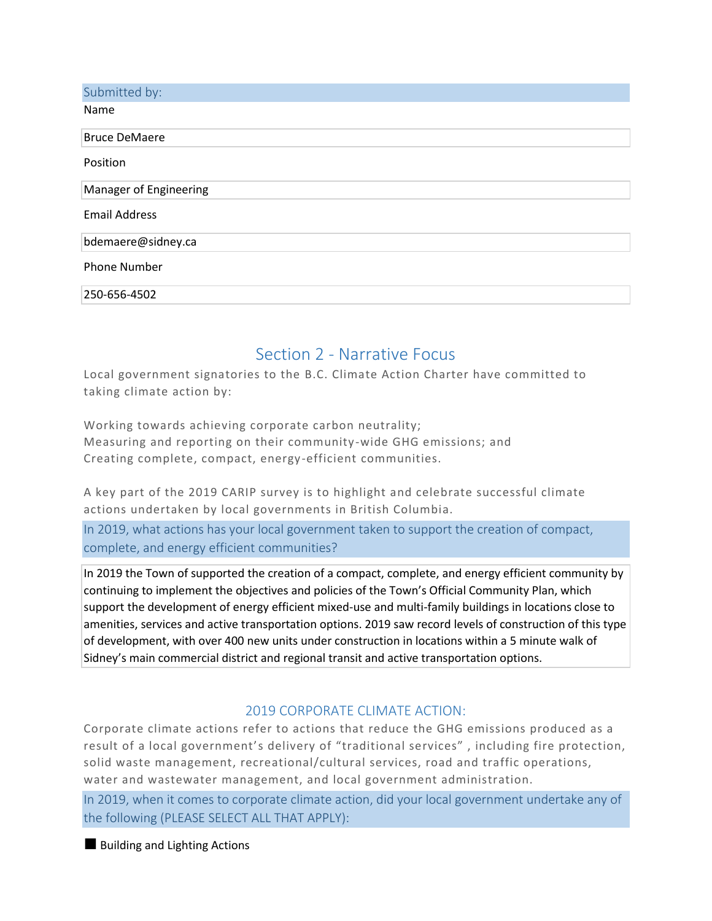## Submitted by:

Name

Bruce DeMaere

Position

Manager of Engineering

Email Address

bdemaere@sidney.ca

Phone Number

250-656-4502

## Section 2 - Narrative Focus

Local government signatories to the B.C. Climate Action Charter have committed to taking climate action by:

Working towards achieving corporate carbon neutrality;
Measuring and reporting on their community-wide GHG emissions; and
Creating complete, compact, energy-efficient communities.

A key part of the 2019 CARIP survey is to highlight and celebrate successful climate actions undertaken by local governments in British Columbia.

**In 2019, what actions has your local government taken to support the creation of compact, complete, and energy efficient communities?**

In 2019 the Town of supported the creation of a compact, complete, and energy efficient community by continuing to implement the objectives and policies of the Town's Official Community Plan, which support the development of energy efficient mixed-use and multi-family buildings in locations close to amenities, services and active transportation options. 2019 saw record levels of construction of this type of development, with over 400 new units under construction in locations within a 5 minute walk of Sidney's main commercial district and regional transit and active transportation options.

### 2019 CORPORATE CLIMATE ACTION:

Corporate climate actions refer to actions that reduce the GHG emissions produced as a result of a local government's delivery of "traditional services" , including fire protection, solid waste management, recreational/cultural services, road and traffic operations, water and wastewater management, and local government administration.

**In 2019, when it comes to corporate climate action, did your local government undertake any of the following (PLEASE SELECT ALL THAT APPLY):**

■ Building and Lighting Actions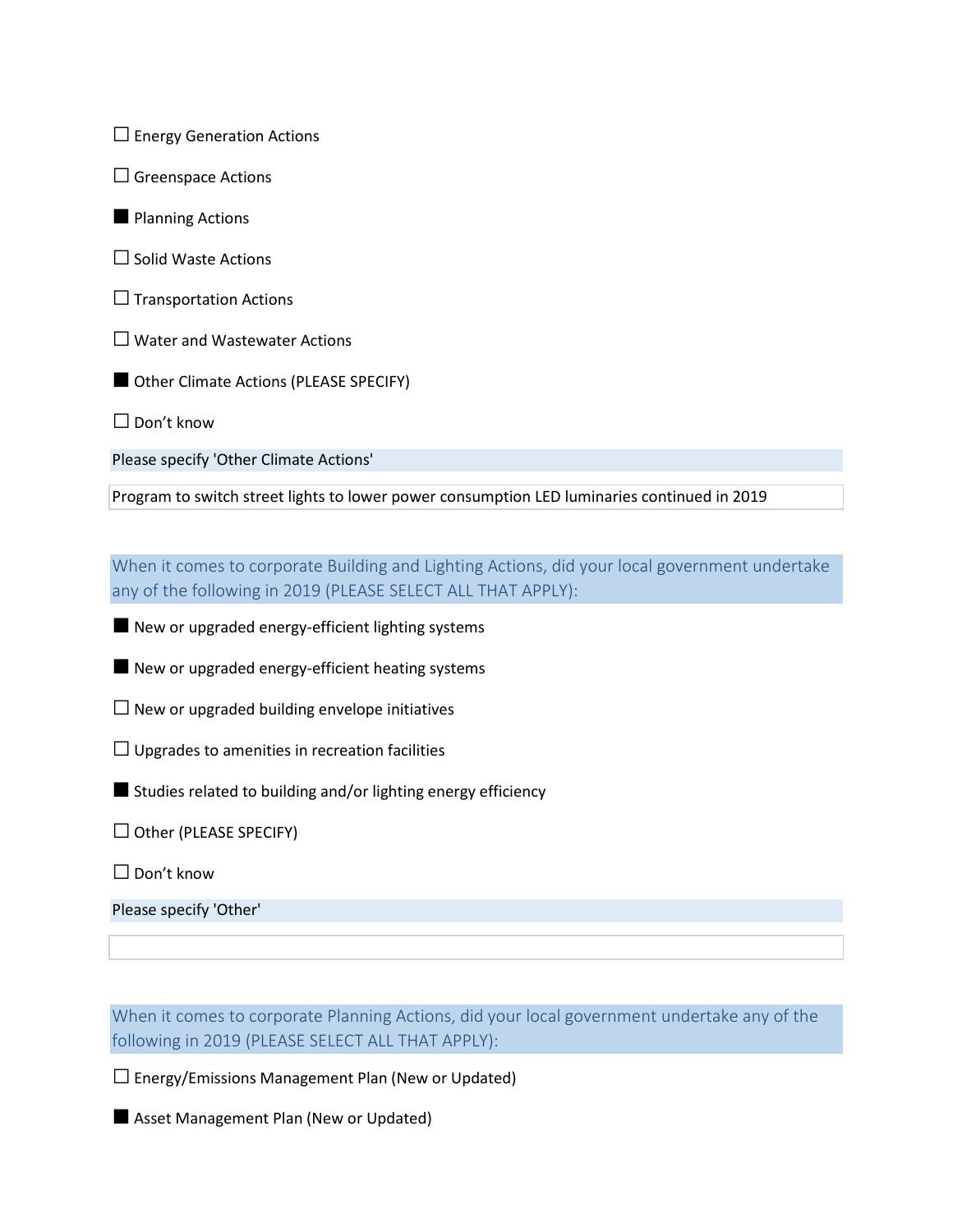- [ ] Energy Generation Actions
- [ ] Greenspace Actions
- [x] Planning Actions
- [ ] Solid Waste Actions
- [ ] Transportation Actions
- [ ] Water and Wastewater Actions
- [x] Other Climate Actions (PLEASE SPECIFY)
- [ ] Don't know

**Please specify 'Other Climate Actions'**

Program to switch street lights to lower power consumption LED luminaries continued in 2019

**When it comes to corporate Building and Lighting Actions, did your local government undertake any of the following in 2019 (PLEASE SELECT ALL THAT APPLY):**

- [x] New or upgraded energy-efficient lighting systems
- [x] New or upgraded energy-efficient heating systems
- [ ] New or upgraded building envelope initiatives
- [ ] Upgrades to amenities in recreation facilities
- [x] Studies related to building and/or lighting energy efficiency
- [ ] Other (PLEASE SPECIFY)
- [ ] Don't know

**Please specify 'Other'**

**When it comes to corporate Planning Actions, did your local government undertake any of the following in 2019 (PLEASE SELECT ALL THAT APPLY):**

- [ ] Energy/Emissions Management Plan (New or Updated)
- [x] Asset Management Plan (New or Updated)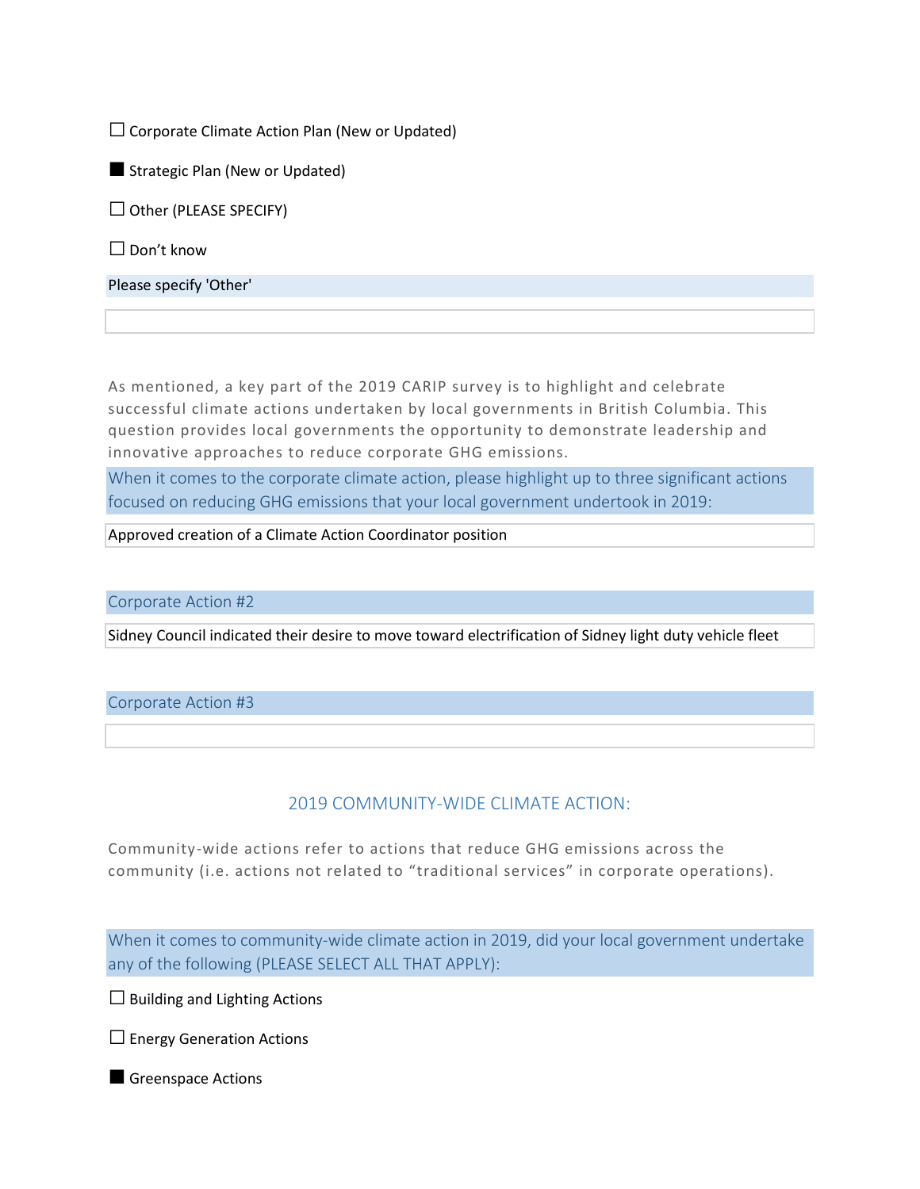☐ Corporate Climate Action Plan (New or Updated)

■ Strategic Plan (New or Updated)

☐ Other (PLEASE SPECIFY)

☐ Don't know

Please specify 'Other'

As mentioned, a key part of the 2019 CARIP survey is to highlight and celebrate successful climate actions undertaken by local governments in British Columbia. This question provides local governments the opportunity to demonstrate leadership and innovative approaches to reduce corporate GHG emissions.

When it comes to the corporate climate action, please highlight up to three significant actions focused on reducing GHG emissions that your local government undertook in 2019:

Approved creation of a Climate Action Coordinator position

Corporate Action #2

Sidney Council indicated their desire to move toward electrification of Sidney light duty vehicle fleet

Corporate Action #3

## 2019 COMMUNITY-WIDE CLIMATE ACTION:

Community-wide actions refer to actions that reduce GHG emissions across the community (i.e. actions not related to "traditional services" in corporate operations).

When it comes to community-wide climate action in 2019, did your local government undertake any of the following (PLEASE SELECT ALL THAT APPLY):

☐ Building and Lighting Actions

☐ Energy Generation Actions

■ Greenspace Actions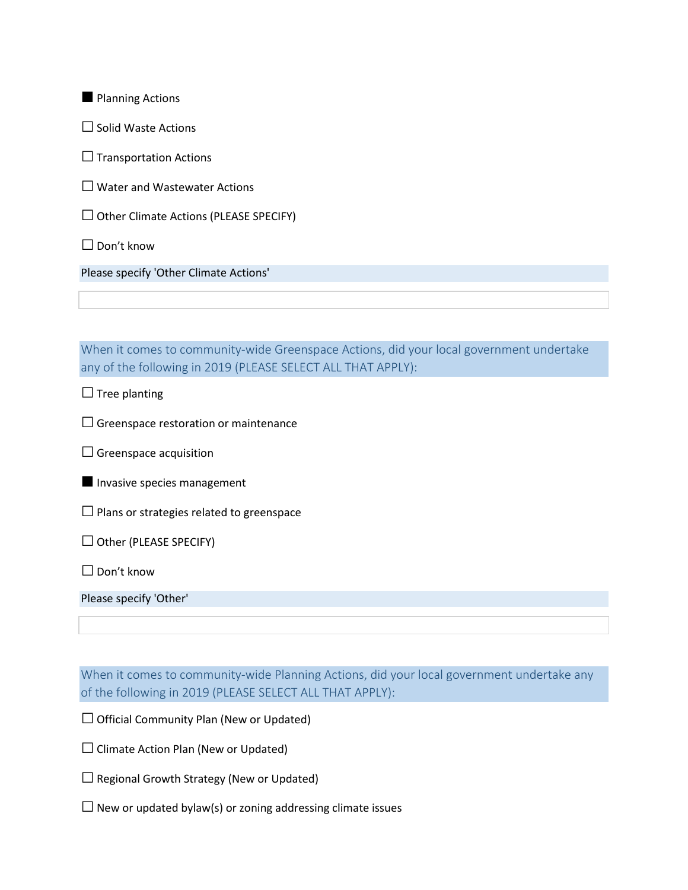- [x] Planning Actions
- [ ] Solid Waste Actions
- [ ] Transportation Actions
- [ ] Water and Wastewater Actions
- [ ] Other Climate Actions (PLEASE SPECIFY)
- [ ] Don't know

Please specify 'Other Climate Actions'

&nbsp;

When it comes to community-wide Greenspace Actions, did your local government undertake any of the following in 2019 (PLEASE SELECT ALL THAT APPLY):

- [ ] Tree planting
- [ ] Greenspace restoration or maintenance
- [ ] Greenspace acquisition
- [x] Invasive species management
- [ ] Plans or strategies related to greenspace
- [ ] Other (PLEASE SPECIFY)
- [ ] Don't know

Please specify 'Other'

&nbsp;

When it comes to community-wide Planning Actions, did your local government undertake any of the following in 2019 (PLEASE SELECT ALL THAT APPLY):

- [ ] Official Community Plan (New or Updated)
- [ ] Climate Action Plan (New or Updated)
- [ ] Regional Growth Strategy (New or Updated)
- [ ] New or updated bylaw(s) or zoning addressing climate issues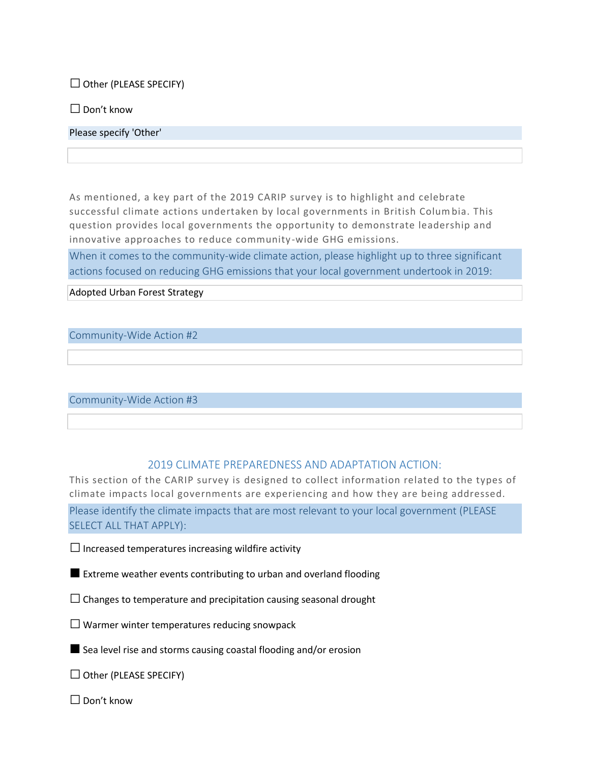☐ Other (PLEASE SPECIFY)

☐ Don't know

Please specify 'Other'

As mentioned, a key part of the 2019 CARIP survey is to highlight and celebrate successful climate actions undertaken by local governments in British Columbia. This question provides local governments the opportunity to demonstrate leadership and innovative approaches to reduce community-wide GHG emissions.

When it comes to the community-wide climate action, please highlight up to three significant actions focused on reducing GHG emissions that your local government undertook in 2019:

Adopted Urban Forest Strategy

Community-Wide Action #2

Community-Wide Action #3

## 2019 CLIMATE PREPAREDNESS AND ADAPTATION ACTION:

This section of the CARIP survey is designed to collect information related to the types of climate impacts local governments are experiencing and how they are being addressed.

Please identify the climate impacts that are most relevant to your local government (PLEASE SELECT ALL THAT APPLY):

☐ Increased temperatures increasing wildfire activity

■ Extreme weather events contributing to urban and overland flooding

☐ Changes to temperature and precipitation causing seasonal drought

☐ Warmer winter temperatures reducing snowpack

■ Sea level rise and storms causing coastal flooding and/or erosion

☐ Other (PLEASE SPECIFY)

☐ Don't know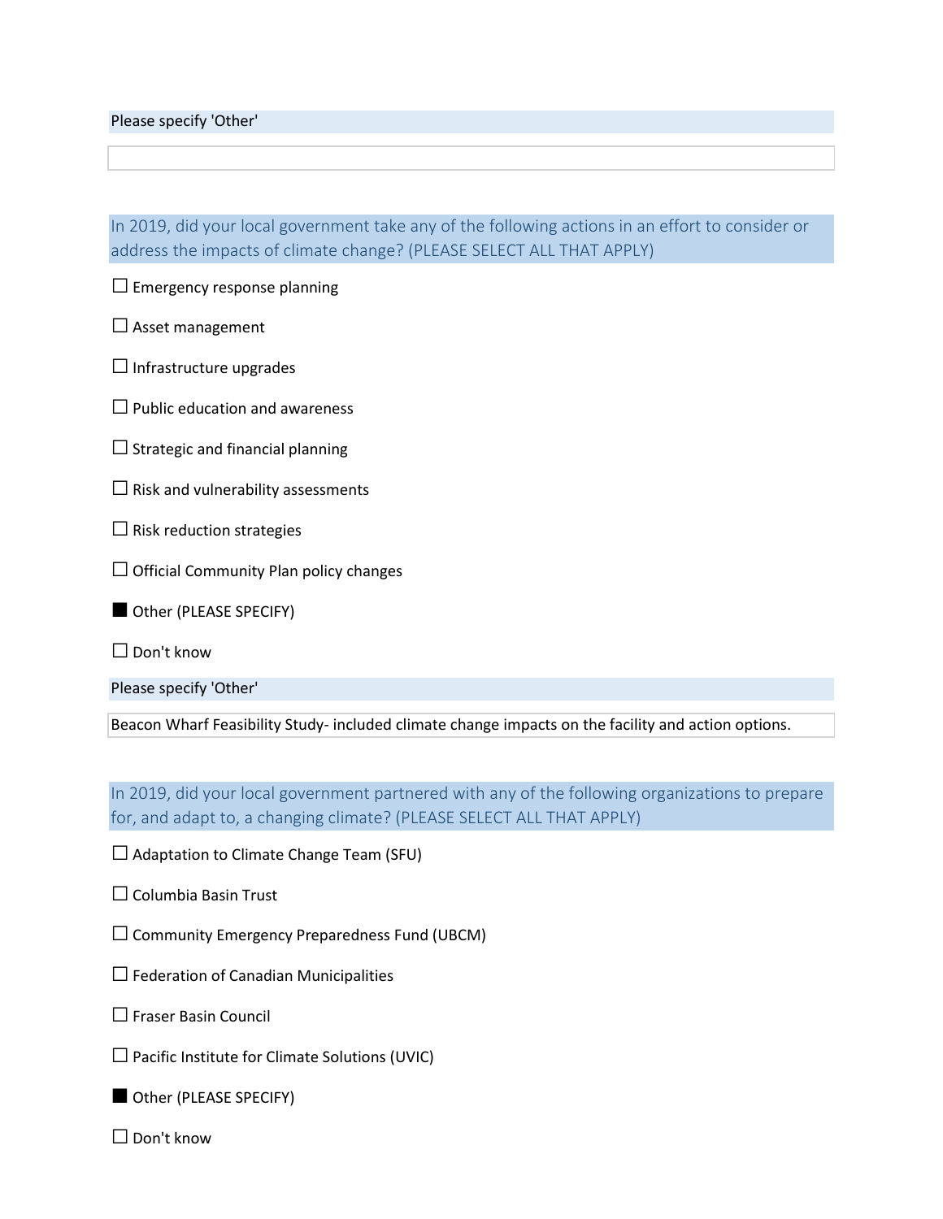Please specify 'Other'

In 2019, did your local government take any of the following actions in an effort to consider or address the impacts of climate change? (PLEASE SELECT ALL THAT APPLY)

- ☐ Emergency response planning
- ☐ Asset management
- ☐ Infrastructure upgrades
- ☐ Public education and awareness
- ☐ Strategic and financial planning
- ☐ Risk and vulnerability assessments
- ☐ Risk reduction strategies
- ☐ Official Community Plan policy changes
- ■ Other (PLEASE SPECIFY)
- ☐ Don't know

Please specify 'Other'

Beacon Wharf Feasibility Study- included climate change impacts on the facility and action options.

In 2019, did your local government partnered with any of the following organizations to prepare for, and adapt to, a changing climate? (PLEASE SELECT ALL THAT APPLY)

- ☐ Adaptation to Climate Change Team (SFU)
- ☐ Columbia Basin Trust
- ☐ Community Emergency Preparedness Fund (UBCM)
- ☐ Federation of Canadian Municipalities
- ☐ Fraser Basin Council
- ☐ Pacific Institute for Climate Solutions (UVIC)
- ■ Other (PLEASE SPECIFY)
- ☐ Don't know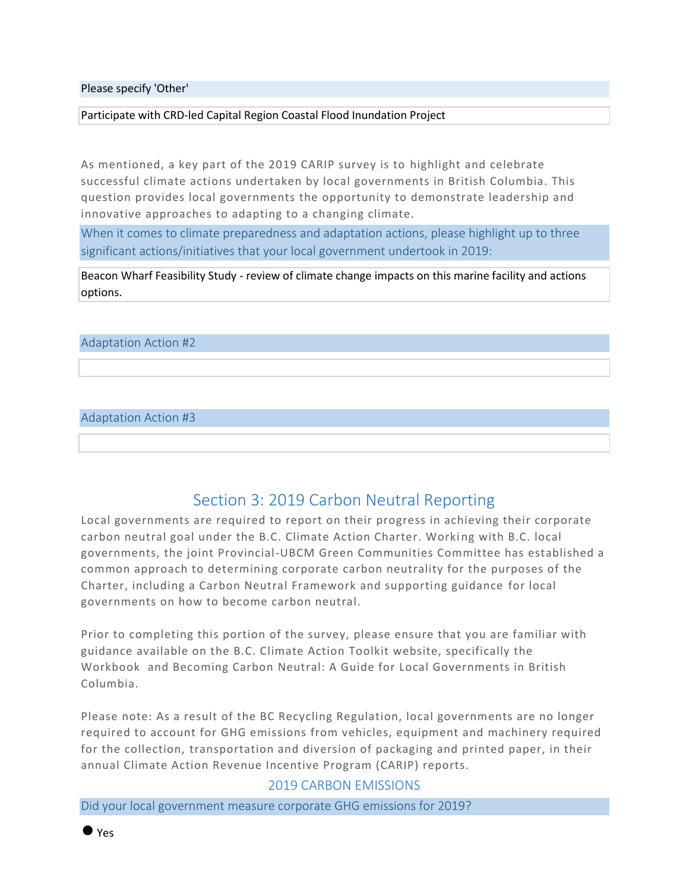Please specify 'Other'

Participate with CRD-led Capital Region Coastal Flood Inundation Project

As mentioned, a key part of the 2019 CARIP survey is to highlight and celebrate successful climate actions undertaken by local governments in British Columbia. This question provides local governments the opportunity to demonstrate leadership and innovative approaches to adapting to a changing climate.

When it comes to climate preparedness and adaptation actions, please highlight up to three significant actions/initiatives that your local government undertook in 2019:

Beacon Wharf Feasibility Study - review of climate change impacts on this marine facility and actions options.

Adaptation Action #2

Adaptation Action #3

## Section 3: 2019 Carbon Neutral Reporting

Local governments are required to report on their progress in achieving their corporate carbon neutral goal under the B.C. Climate Action Charter. Working with B.C. local governments, the joint Provincial-UBCM Green Communities Committee has established a common approach to determining corporate carbon neutrality for the purposes of the Charter, including a Carbon Neutral Framework and supporting guidance for local governments on how to become carbon neutral.

Prior to completing this portion of the survey, please ensure that you are familiar with guidance available on the B.C. Climate Action Toolkit website, specifically the Workbook and Becoming Carbon Neutral: A Guide for Local Governments in British Columbia.

Please note: As a result of the BC Recycling Regulation, local governments are no longer required to account for GHG emissions from vehicles, equipment and machinery required for the collection, transportation and diversion of packaging and printed paper, in their annual Climate Action Revenue Incentive Program (CARIP) reports.

### 2019 CARBON EMISSIONS

Did your local government measure corporate GHG emissions for 2019?

● Yes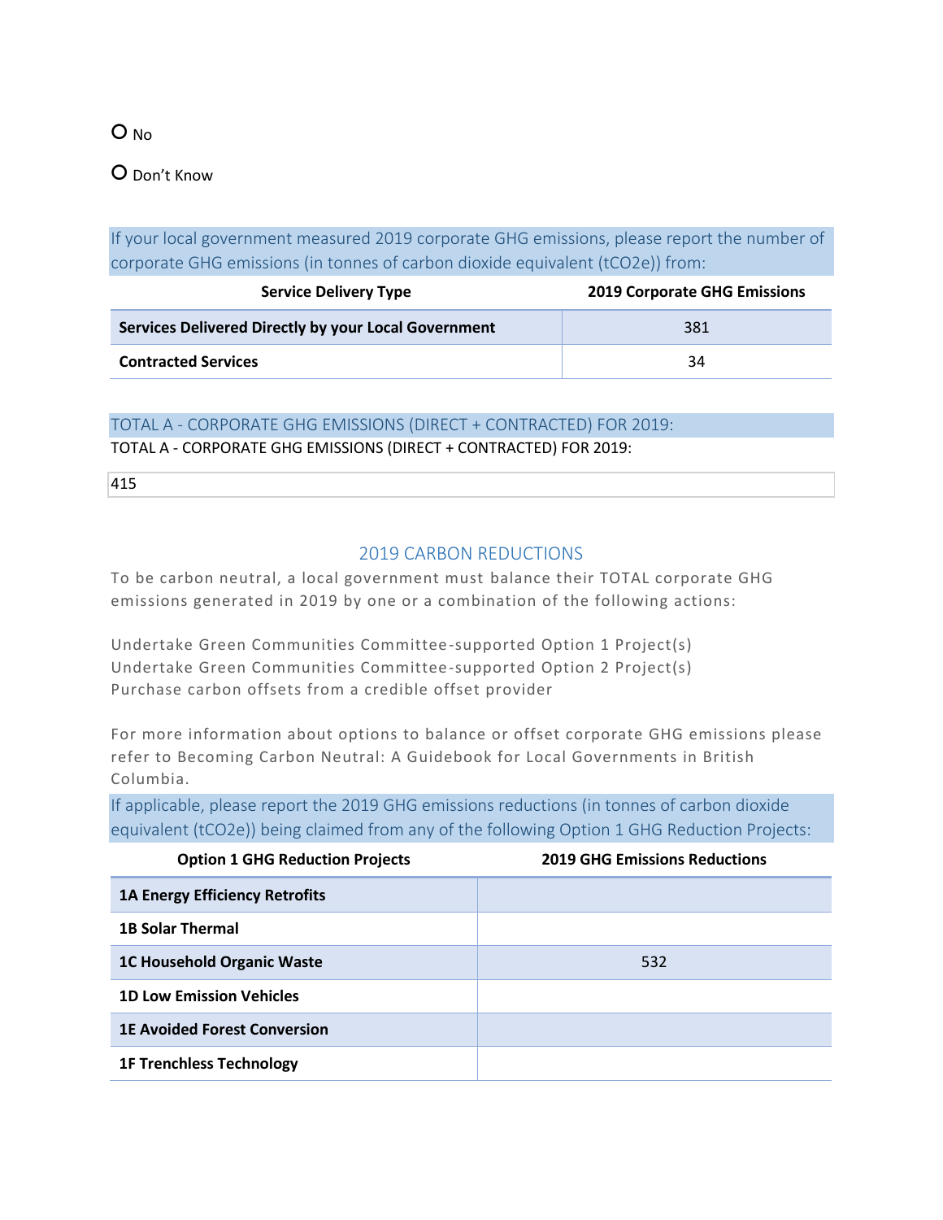○ No

○ Don't Know

If your local government measured 2019 corporate GHG emissions, please report the number of corporate GHG emissions (in tonnes of carbon dioxide equivalent (tCO2e)) from:

| Service Delivery Type | 2019 Corporate GHG Emissions |
|---|---|
| **Services Delivered Directly by your Local Government** | 381 |
| **Contracted Services** | 34 |

TOTAL A - CORPORATE GHG EMISSIONS (DIRECT + CONTRACTED) FOR 2019:

TOTAL A - CORPORATE GHG EMISSIONS (DIRECT + CONTRACTED) FOR 2019:

415

## 2019 CARBON REDUCTIONS

To be carbon neutral, a local government must balance their TOTAL corporate GHG emissions generated in 2019 by one or a combination of the following actions:

Undertake Green Communities Committee-supported Option 1 Project(s)
Undertake Green Communities Committee-supported Option 2 Project(s)
Purchase carbon offsets from a credible offset provider

For more information about options to balance or offset corporate GHG emissions please refer to Becoming Carbon Neutral: A Guidebook for Local Governments in British Columbia.

If applicable, please report the 2019 GHG emissions reductions (in tonnes of carbon dioxide equivalent (tCO2e)) being claimed from any of the following Option 1 GHG Reduction Projects:

| Option 1 GHG Reduction Projects | 2019 GHG Emissions Reductions |
|---|---|
| **1A Energy Efficiency Retrofits** | |
| **1B Solar Thermal** | |
| **1C Household Organic Waste** | 532 |
| **1D Low Emission Vehicles** | |
| **1E Avoided Forest Conversion** | |
| **1F Trenchless Technology** | |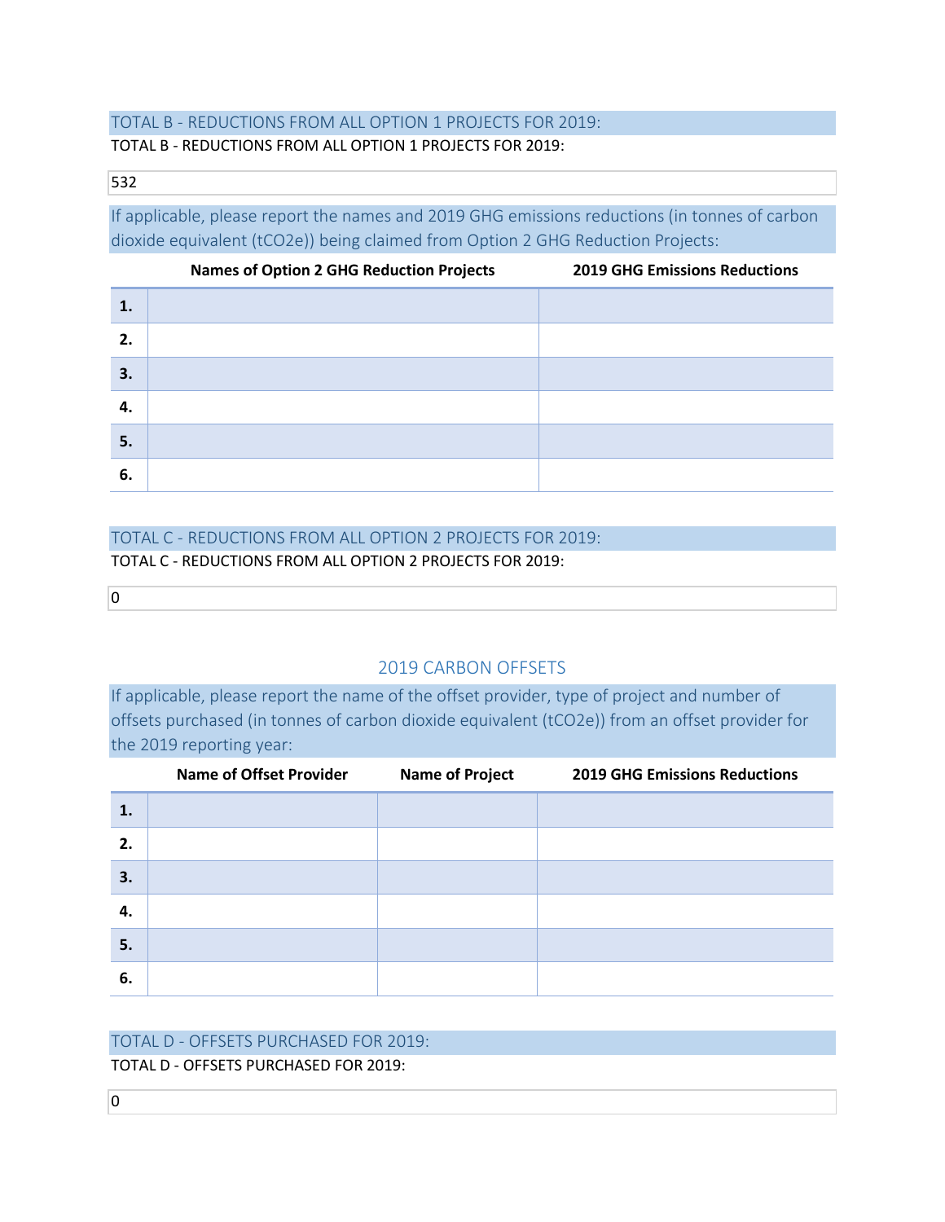TOTAL B - REDUCTIONS FROM ALL OPTION 1 PROJECTS FOR 2019:

TOTAL B - REDUCTIONS FROM ALL OPTION 1 PROJECTS FOR 2019:

532

If applicable, please report the names and 2019 GHG emissions reductions (in tonnes of carbon dioxide equivalent (tCO2e)) being claimed from Option 2 GHG Reduction Projects:

| | Names of Option 2 GHG Reduction Projects | 2019 GHG Emissions Reductions |
|---|---|---|
| 1. | | |
| 2. | | |
| 3. | | |
| 4. | | |
| 5. | | |
| 6. | | |

TOTAL C - REDUCTIONS FROM ALL OPTION 2 PROJECTS FOR 2019:

TOTAL C - REDUCTIONS FROM ALL OPTION 2 PROJECTS FOR 2019:

0

## 2019 CARBON OFFSETS

If applicable, please report the name of the offset provider, type of project and number of offsets purchased (in tonnes of carbon dioxide equivalent (tCO2e)) from an offset provider for the 2019 reporting year:

| | Name of Offset Provider | Name of Project | 2019 GHG Emissions Reductions |
|---|---|---|---|
| 1. | | | |
| 2. | | | |
| 3. | | | |
| 4. | | | |
| 5. | | | |
| 6. | | | |

TOTAL D - OFFSETS PURCHASED FOR 2019:

TOTAL D - OFFSETS PURCHASED FOR 2019:

0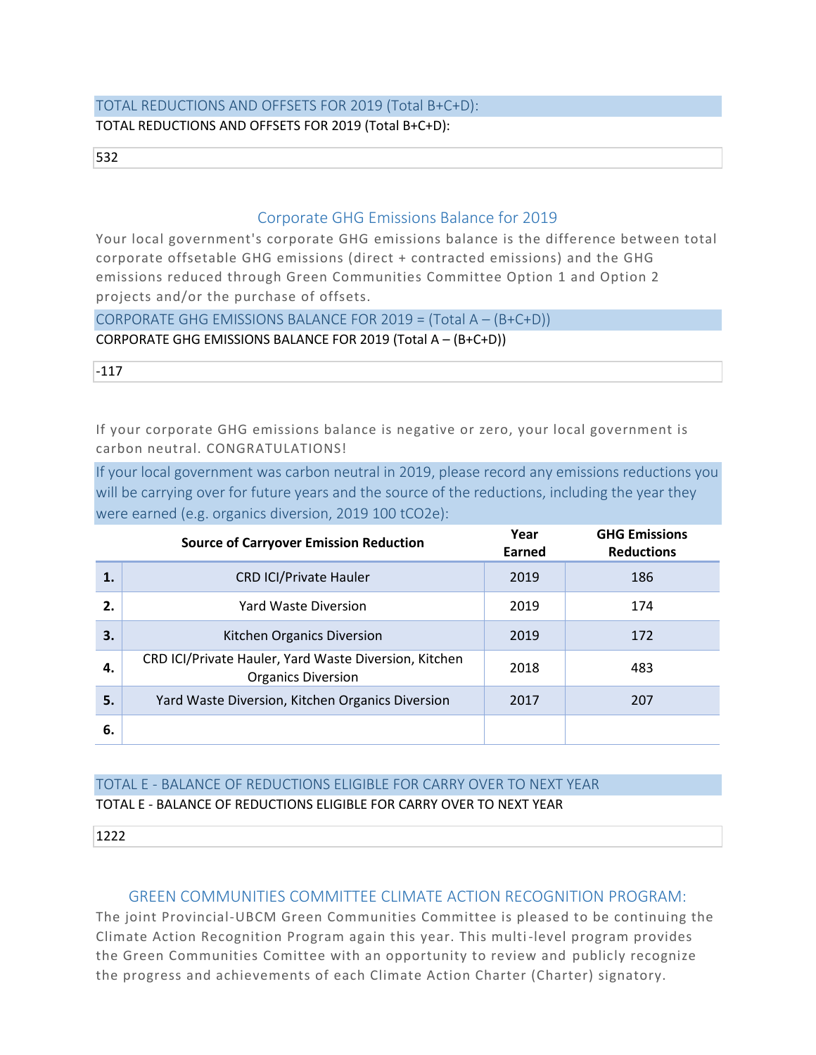TOTAL REDUCTIONS AND OFFSETS FOR 2019 (Total B+C+D):

TOTAL REDUCTIONS AND OFFSETS FOR 2019 (Total B+C+D):

532

## Corporate GHG Emissions Balance for 2019

Your local government's corporate GHG emissions balance is the difference between total corporate offsetable GHG emissions (direct + contracted emissions) and the GHG emissions reduced through Green Communities Committee Option 1 and Option 2 projects and/or the purchase of offsets.

CORPORATE GHG EMISSIONS BALANCE FOR 2019 = (Total A – (B+C+D))

CORPORATE GHG EMISSIONS BALANCE FOR 2019 (Total A – (B+C+D))

-117

If your corporate GHG emissions balance is negative or zero, your local government is carbon neutral. CONGRATULATIONS!

If your local government was carbon neutral in 2019, please record any emissions reductions you will be carrying over for future years and the source of the reductions, including the year they were earned (e.g. organics diversion, 2019 100 tCO2e):

| | Source of Carryover Emission Reduction | Year Earned | GHG Emissions Reductions |
|---|---|---|---|
| **1.** | CRD ICI/Private Hauler | 2019 | 186 |
| **2.** | Yard Waste Diversion | 2019 | 174 |
| **3.** | Kitchen Organics Diversion | 2019 | 172 |
| **4.** | CRD ICI/Private Hauler, Yard Waste Diversion, Kitchen Organics Diversion | 2018 | 483 |
| **5.** | Yard Waste Diversion, Kitchen Organics Diversion | 2017 | 207 |
| **6.** | | | |

TOTAL E - BALANCE OF REDUCTIONS ELIGIBLE FOR CARRY OVER TO NEXT YEAR

TOTAL E - BALANCE OF REDUCTIONS ELIGIBLE FOR CARRY OVER TO NEXT YEAR

1222

## GREEN COMMUNITIES COMMITTEE CLIMATE ACTION RECOGNITION PROGRAM:

The joint Provincial-UBCM Green Communities Committee is pleased to be continuing the Climate Action Recognition Program again this year. This multi-level program provides the Green Communities Comittee with an opportunity to review and publicly recognize the progress and achievements of each Climate Action Charter (Charter) signatory.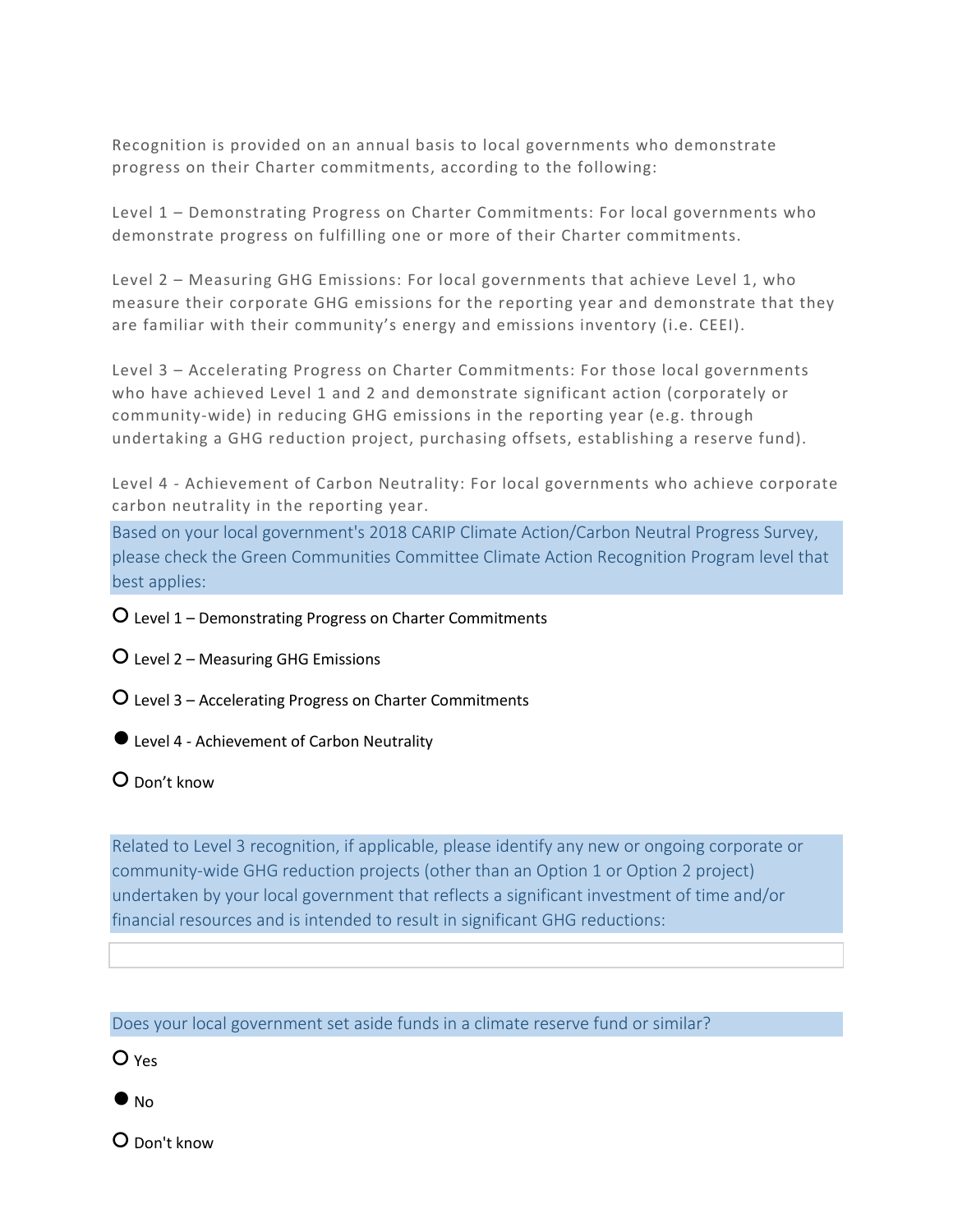Recognition is provided on an annual basis to local governments who demonstrate progress on their Charter commitments, according to the following:

Level 1 – Demonstrating Progress on Charter Commitments: For local governments who demonstrate progress on fulfilling one or more of their Charter commitments.

Level 2 – Measuring GHG Emissions: For local governments that achieve Level 1, who measure their corporate GHG emissions for the reporting year and demonstrate that they are familiar with their community's energy and emissions inventory (i.e. CEEI).

Level 3 – Accelerating Progress on Charter Commitments: For those local governments who have achieved Level 1 and 2 and demonstrate significant action (corporately or community-wide) in reducing GHG emissions in the reporting year (e.g. through undertaking a GHG reduction project, purchasing offsets, establishing a reserve fund).

Level 4 - Achievement of Carbon Neutrality: For local governments who achieve corporate carbon neutrality in the reporting year.

Based on your local government's 2018 CARIP Climate Action/Carbon Neutral Progress Survey, please check the Green Communities Committee Climate Action Recognition Program level that best applies:

- ○ Level 1 – Demonstrating Progress on Charter Commitments
- ○ Level 2 – Measuring GHG Emissions
- ○ Level 3 – Accelerating Progress on Charter Commitments
- ● Level 4 - Achievement of Carbon Neutrality
- ○ Don't know

Related to Level 3 recognition, if applicable, please identify any new or ongoing corporate or community-wide GHG reduction projects (other than an Option 1 or Option 2 project) undertaken by your local government that reflects a significant investment of time and/or financial resources and is intended to result in significant GHG reductions:

Does your local government set aside funds in a climate reserve fund or similar?

- ○ Yes
- ● No
- ○ Don't know